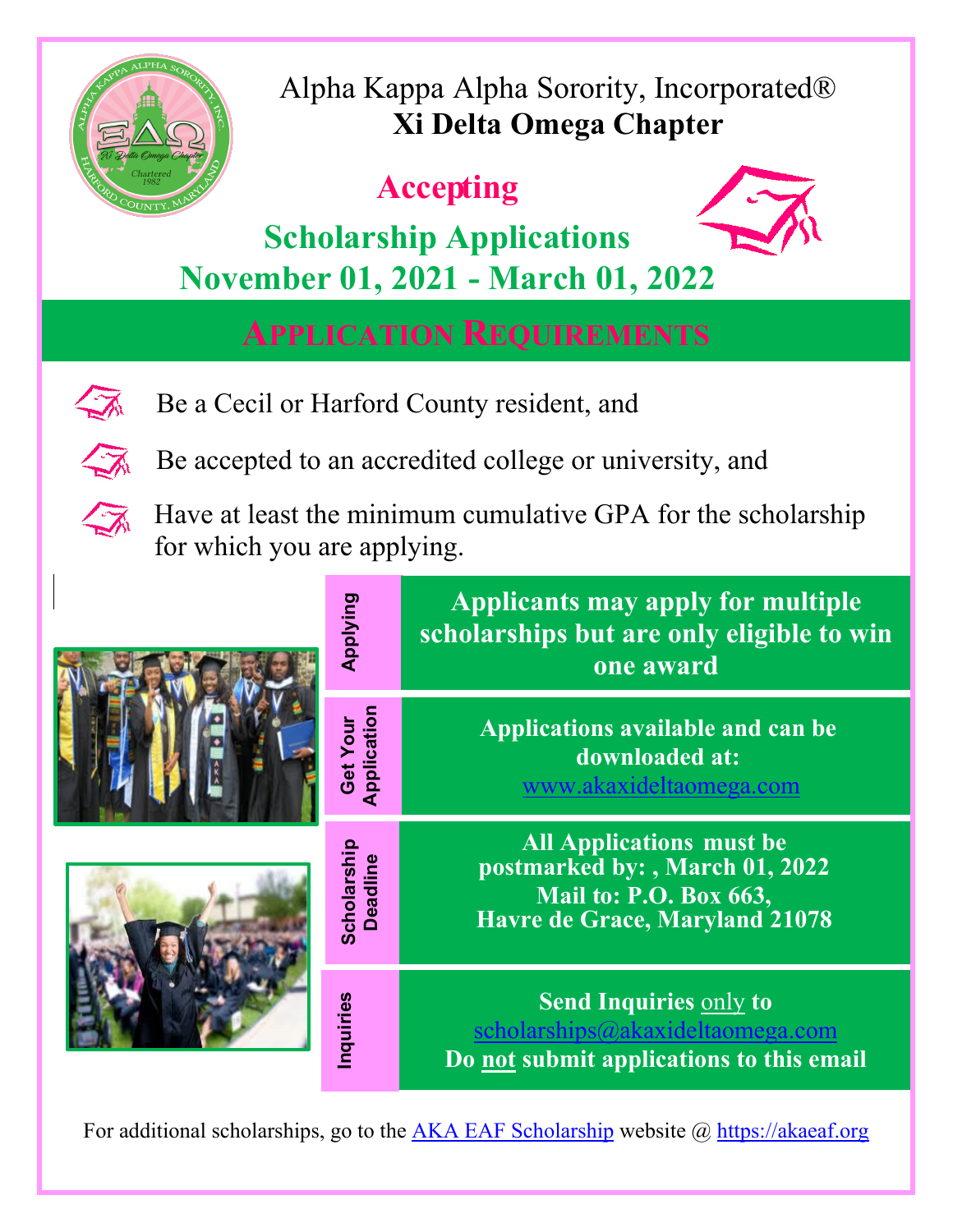# Alpha Kappa Alpha Sorority, Incorporated®

## Xi Delta Omega Chapter

## Accepting

## Scholarship Applications

## November 01, 2021 - March 01, 2022

## APPLICATION REQUIREMENTS

- Be a Cecil or Harford County resident, and
- Be accepted to an accredited college or university, and
- Have at least the minimum cumulative GPA for the scholarship for which you are applying.

| | |
|---|---|
| Applying | **Applicants may apply for multiple scholarships but are only eligible to win one award** |
| Get Your Application | **Applications available and can be downloaded at:** www.akaxideltaomega.com |
| Scholarship Deadline | **All Applications must be postmarked by: , March 01, 2022 Mail to: P.O. Box 663, Havre de Grace, Maryland 21078** |
| Inquiries | **Send Inquiries only to** scholarships@akaxideltaomega.com **Do not submit applications to this email** |

For additional scholarships, go to the AKA EAF Scholarship website @ https://akaeaf.org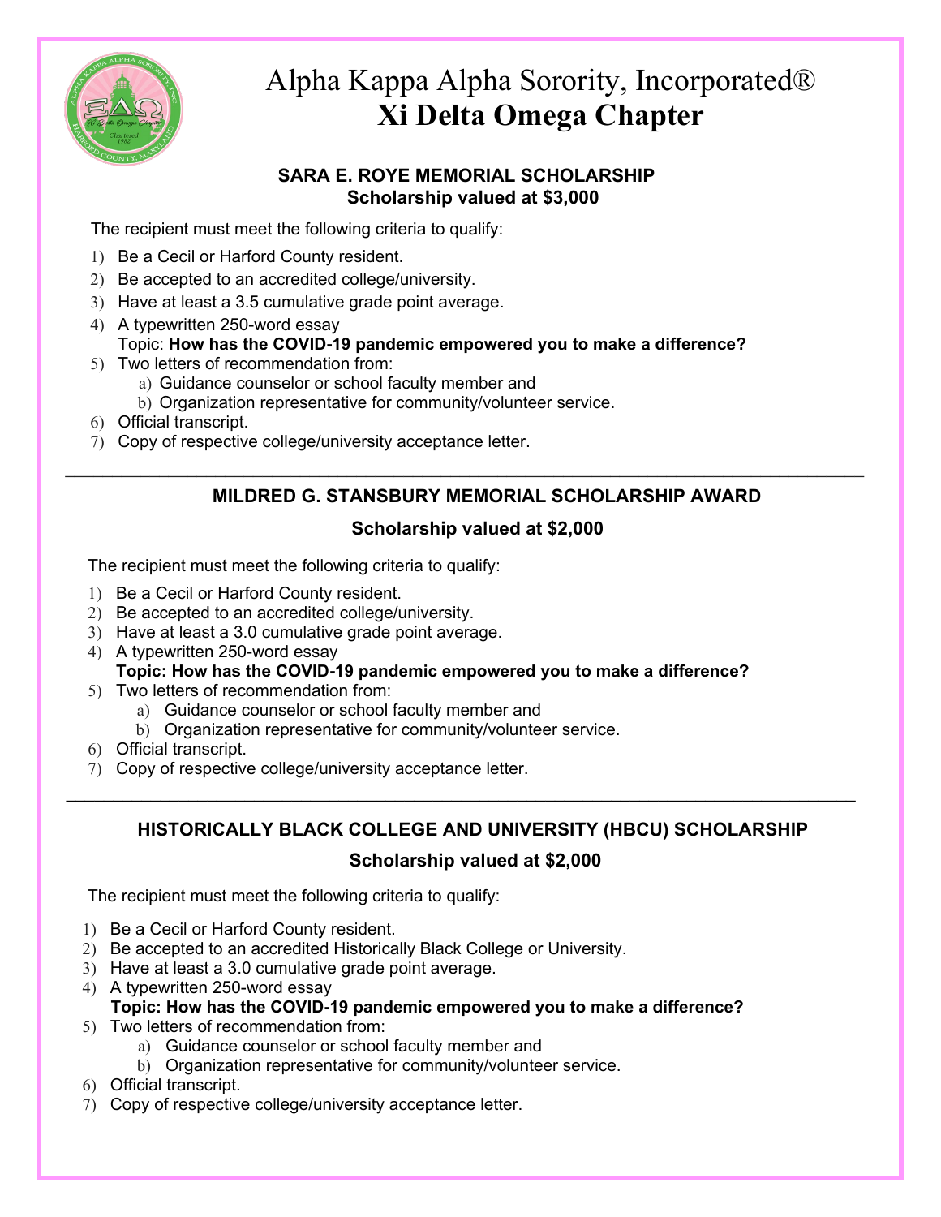# Alpha Kappa Alpha Sorority, Incorporated®
# **Xi Delta Omega Chapter**

### SARA E. ROYE MEMORIAL SCHOLARSHIP
### Scholarship valued at $3,000

The recipient must meet the following criteria to qualify:

1) Be a Cecil or Harford County resident.
2) Be accepted to an accredited college/university.
3) Have at least a 3.5 cumulative grade point average.
4) A typewritten 250-word essay
   Topic: **How has the COVID-19 pandemic empowered you to make a difference?**
5) Two letters of recommendation from:
   a) Guidance counselor or school faculty member and
   b) Organization representative for community/volunteer service.
6) Official transcript.
7) Copy of respective college/university acceptance letter.

---

### MILDRED G. STANSBURY MEMORIAL SCHOLARSHIP AWARD
### Scholarship valued at $2,000

The recipient must meet the following criteria to qualify:

1) Be a Cecil or Harford County resident.
2) Be accepted to an accredited college/university.
3) Have at least a 3.0 cumulative grade point average.
4) A typewritten 250-word essay
   **Topic: How has the COVID-19 pandemic empowered you to make a difference?**
5) Two letters of recommendation from:
   a) Guidance counselor or school faculty member and
   b) Organization representative for community/volunteer service.
6) Official transcript.
7) Copy of respective college/university acceptance letter.

---

### HISTORICALLY BLACK COLLEGE AND UNIVERSITY (HBCU) SCHOLARSHIP
### Scholarship valued at $2,000

The recipient must meet the following criteria to qualify:

1) Be a Cecil or Harford County resident.
2) Be accepted to an accredited Historically Black College or University.
3) Have at least a 3.0 cumulative grade point average.
4) A typewritten 250-word essay
   **Topic: How has the COVID-19 pandemic empowered you to make a difference?**
5) Two letters of recommendation from:
   a) Guidance counselor or school faculty member and
   b) Organization representative for community/volunteer service.
6) Official transcript.
7) Copy of respective college/university acceptance letter.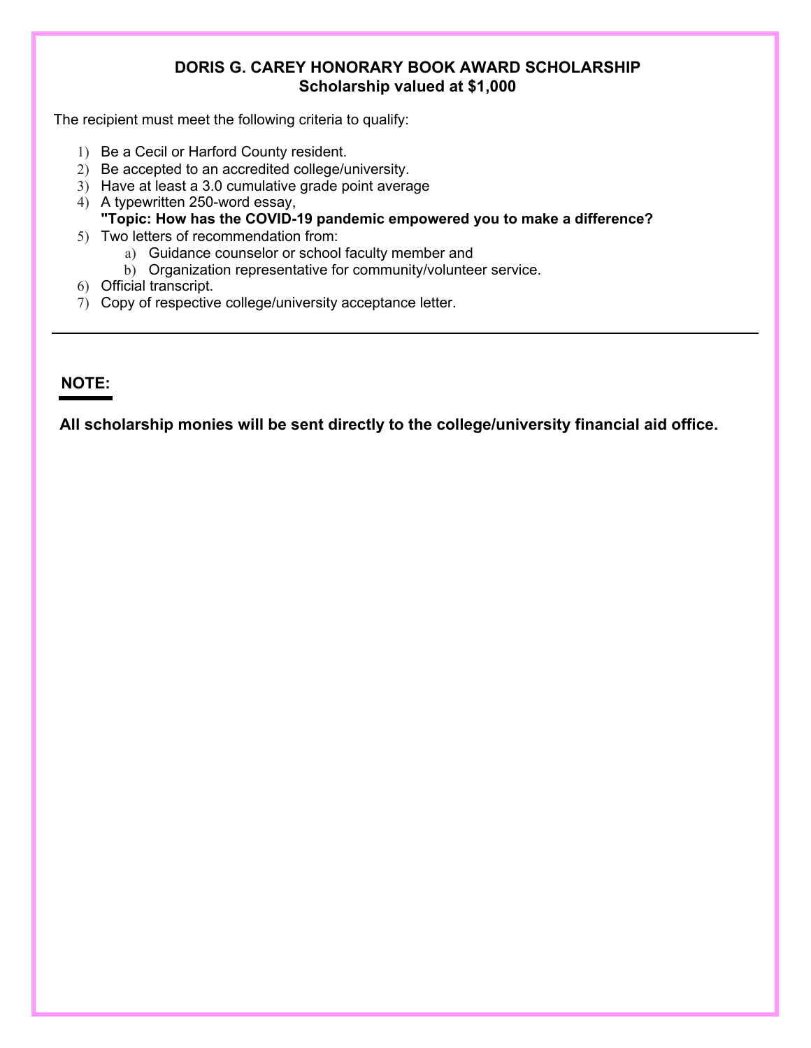**DORIS G. CAREY HONORARY BOOK AWARD SCHOLARSHIP**
**Scholarship valued at $1,000**

The recipient must meet the following criteria to qualify:

1) Be a Cecil or Harford County resident.
2) Be accepted to an accredited college/university.
3) Have at least a 3.0 cumulative grade point average
4) A typewritten 250-word essay,
   **"Topic: How has the COVID-19 pandemic empowered you to make a difference?**
5) Two letters of recommendation from:
   a) Guidance counselor or school faculty member and
   b) Organization representative for community/volunteer service.
6) Official transcript.
7) Copy of respective college/university acceptance letter.

---

**NOTE:**

**All scholarship monies will be sent directly to the college/university financial aid office.**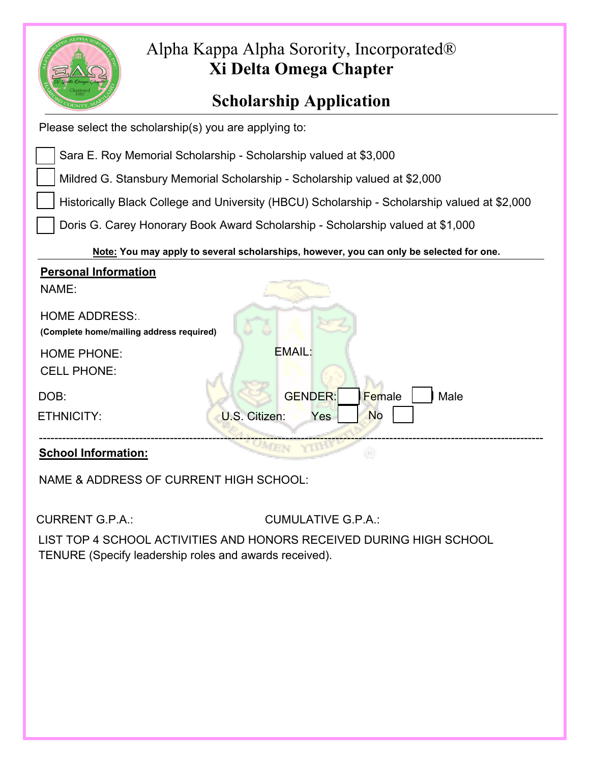# Alpha Kappa Alpha Sorority, Incorporated®

## Xi Delta Omega Chapter

## Scholarship Application

Please select the scholarship(s) you are applying to:

- ☐ Sara E. Roy Memorial Scholarship - Scholarship valued at $3,000
- ☐ Mildred G. Stansbury Memorial Scholarship - Scholarship valued at $2,000
- ☐ Historically Black College and University (HBCU) Scholarship - Scholarship valued at $2,000
- ☐ Doris G. Carey Honorary Book Award Scholarship - Scholarship valued at $1,000

**Note: You may apply to several scholarships, however, you can only be selected for one.**

---

**Personal Information**

NAME:

HOME ADDRESS:

**(Complete home/mailing address required)**

HOME PHONE:

EMAIL:

CELL PHONE:

DOB:

GENDER: ☐ Female ☐ Male

ETHNICITY:

U.S. Citizen: Yes ☐ No ☐

---

**School Information:**

NAME & ADDRESS OF CURRENT HIGH SCHOOL:

CURRENT G.P.A.:

CUMULATIVE G.P.A.:

LIST TOP 4 SCHOOL ACTIVITIES AND HONORS RECEIVED DURING HIGH SCHOOL TENURE (Specify leadership roles and awards received).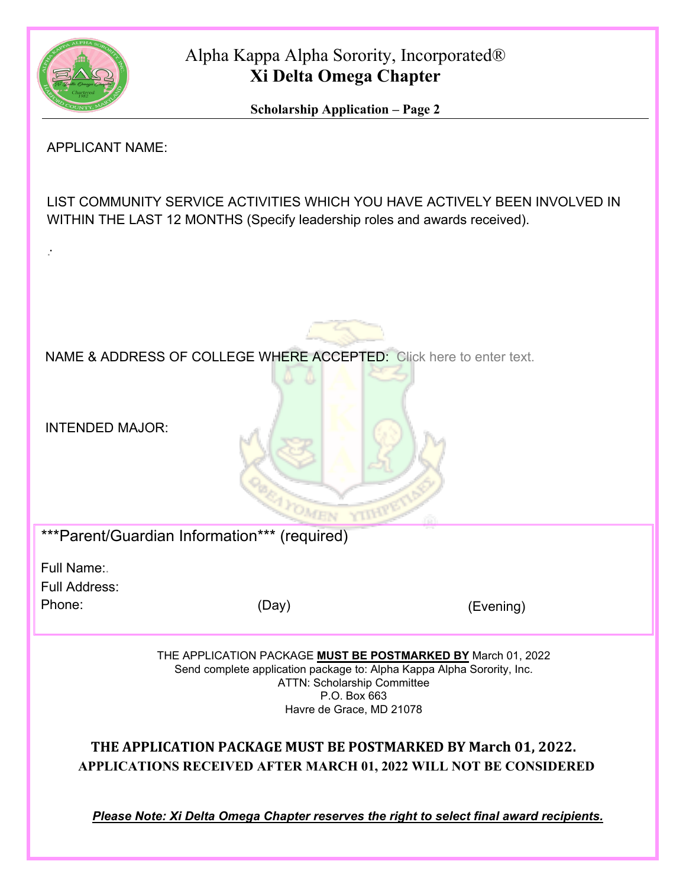# Alpha Kappa Alpha Sorority, Incorporated®

## Xi Delta Omega Chapter

**Scholarship Application – Page 2**

APPLICANT NAME:

LIST COMMUNITY SERVICE ACTIVITIES WHICH YOU HAVE ACTIVELY BEEN INVOLVED IN WITHIN THE LAST 12 MONTHS (Specify leadership roles and awards received).

.

NAME & ADDRESS OF COLLEGE WHERE ACCEPTED: Click here to enter text.

INTENDED MAJOR:

***Parent/Guardian Information*** (required)

Full Name:.

Full Address:

Phone: (Day) (Evening)

THE APPLICATION PACKAGE **MUST BE POSTMARKED BY** March 01, 2022
Send complete application package to: Alpha Kappa Alpha Sorority, Inc.
ATTN: Scholarship Committee
P.O. Box 663
Havre de Grace, MD 21078

**THE APPLICATION PACKAGE MUST BE POSTMARKED BY March 01, 2022.**
**APPLICATIONS RECEIVED AFTER MARCH 01, 2022 WILL NOT BE CONSIDERED**

***Please Note: Xi Delta Omega Chapter reserves the right to select final award recipients.***